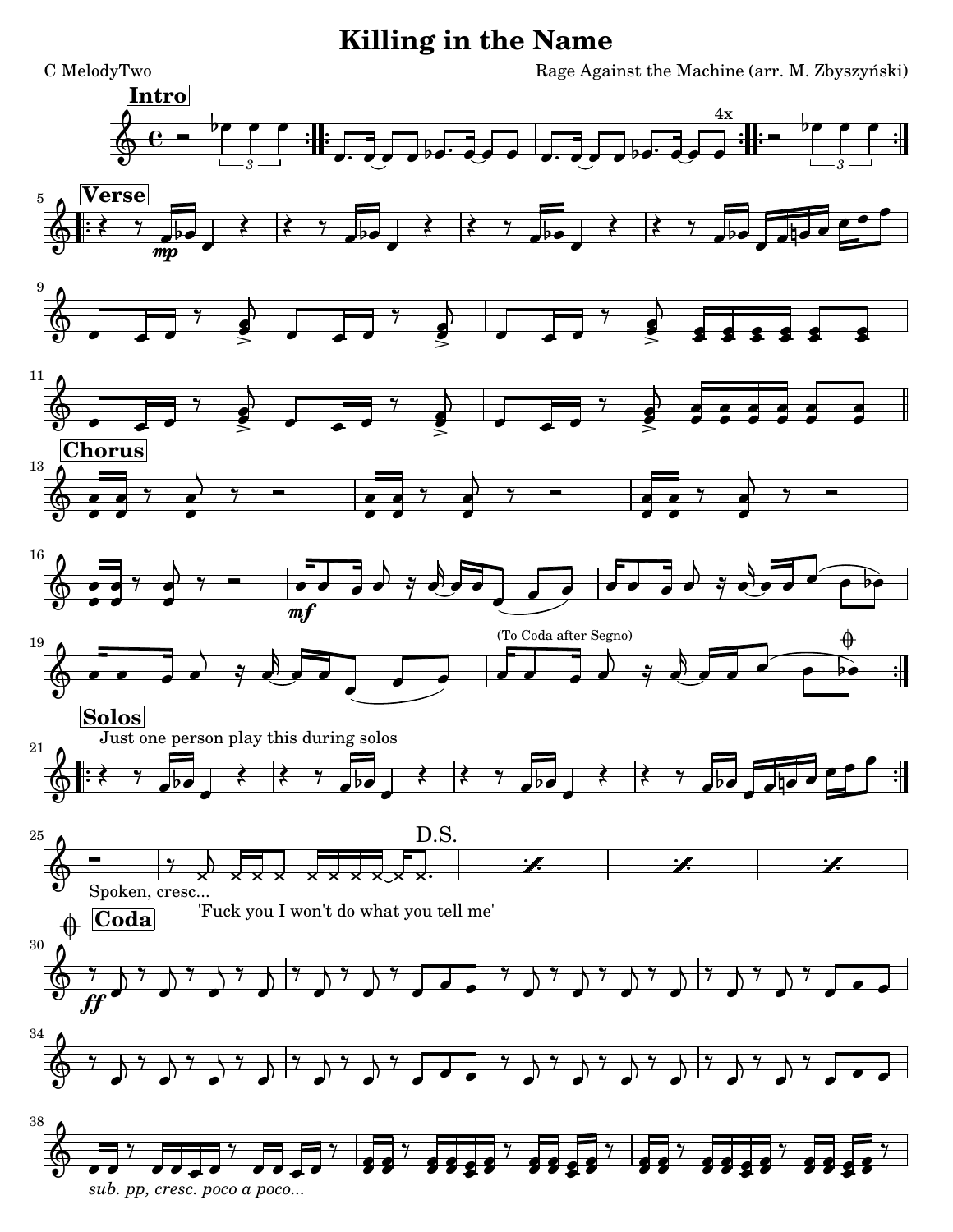# Killing in the Name

C MelodyTwo

Rage Against the Machine (arr. M. Zbyszyński)

**Intro**

4x

**Verse**

*mp*

**Chorus**

*mf*

(To Coda after Segno)

**Solos**

Just one person play this during solos

Spoken, cresc...

'Fuck you I won't do what you tell me'

D.S.

**Coda**

*ff*

*sub. pp, cresc. poco a poco...*